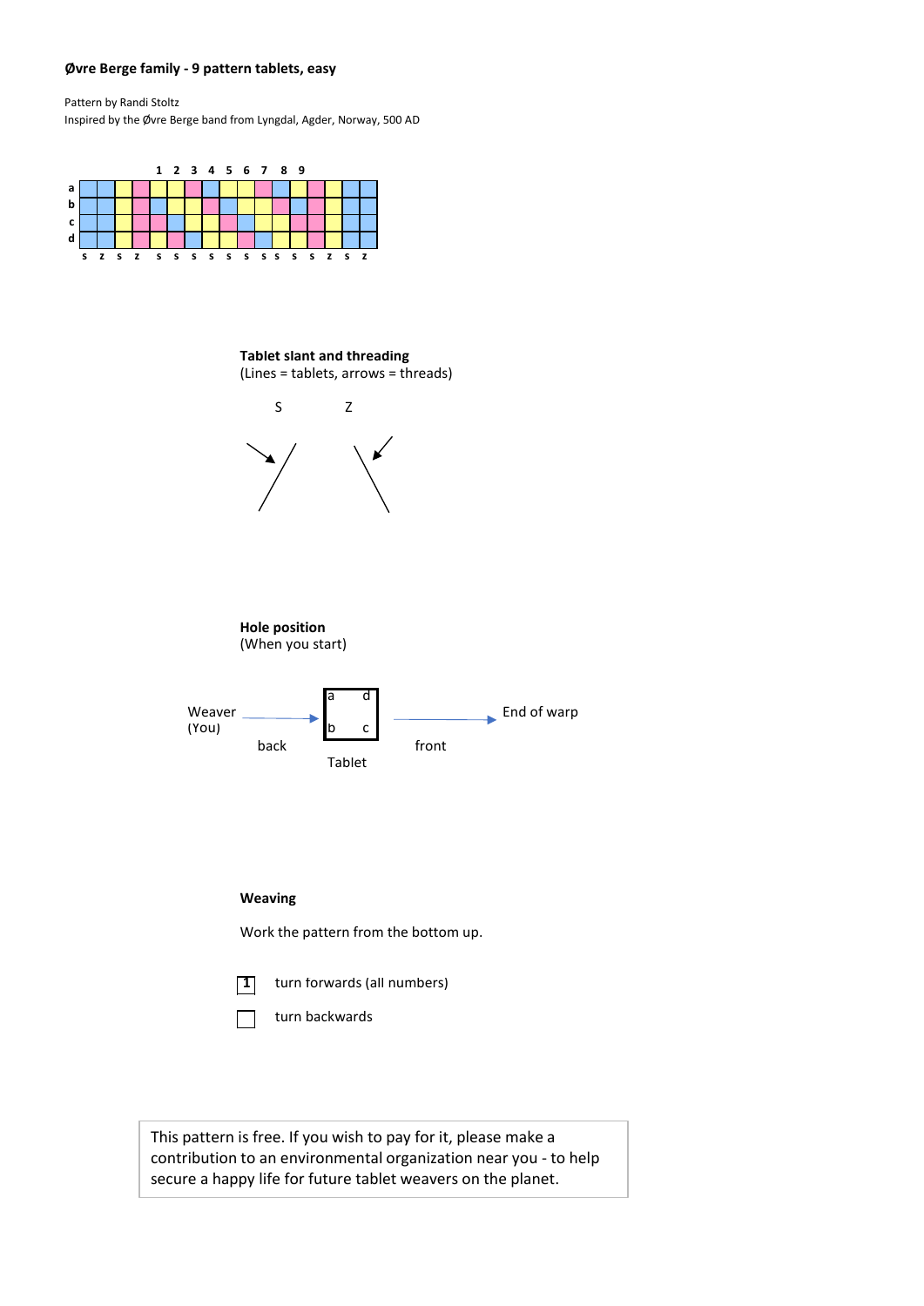**Øvre Berge family - 9 pattern tablets, easy**

Pattern by Randi Stoltz
Inspired by the Øvre Berge band from Lyngdal, Agder, Norway, 500 AD

| | | | | | 1 | 2 | 3 | 4 | 5 | 6 | 7 | 8 | 9 | | | | |
|---|---|---|---|---|---|---|---|---|---|---|---|---|---|---|---|---|---|
| a | | | | | | | | | | | | | | | | | |
| b | | | | | | | | | | | | | | | | | |
| c | | | | | | | | | | | | | | | | | |
| d | | | | | | | | | | | | | | | | | |
| | s | z | s | z | s | s | s | s | s | s | s | s | s | s | z | s | z |

**Tablet slant and threading**
(Lines = tablets, arrows = threads)

S Z

**Hole position**
(When you start)

Weaver (You) → back — Tablet (a d / b c) — front → End of warp

**Weaving**

Work the pattern from the bottom up.

[1] turn forwards (all numbers)

[ ] turn backwards

This pattern is free. If you wish to pay for it, please make a contribution to an environmental organization near you - to help secure a happy life for future tablet weavers on the planet.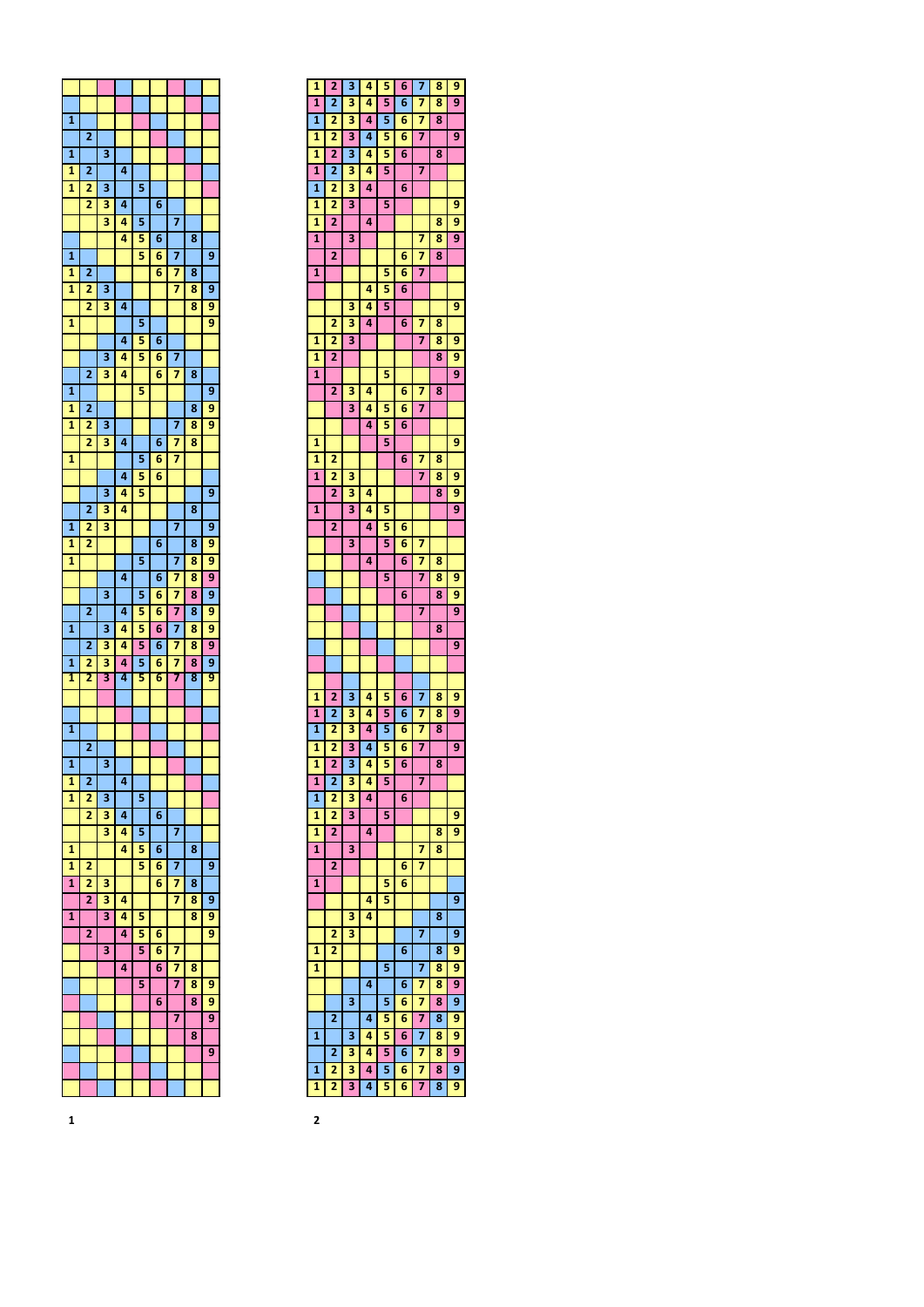| | | | | | | | | |
|---|---|---|---|---|---|---|---|---|
| | | | | | | | | |
| | | | | | | | | |
| 1 | | | | | | | | |
| | 2 | | | | | | | |
| 1 | | 3 | | | | | | |
| 1 | 2 | | 4 | | | | | |
| 1 | 2 | 3 | | 5 | | | | |
| | 2 | 3 | 4 | | 6 | | | |
| | | 3 | 4 | 5 | | 7 | | |
| | | | 4 | 5 | 6 | | 8 | |
| 1 | | | | 5 | 6 | 7 | | 9 |
| 1 | 2 | | | | 6 | 7 | 8 | |
| 1 | 2 | 3 | | | | 7 | 8 | 9 |
| | 2 | 3 | 4 | | | | 8 | 9 |
| 1 | | | | 5 | | | | 9 |
| | | | 4 | 5 | 6 | | | |
| | | 3 | 4 | 5 | 6 | 7 | | |
| | 2 | 3 | 4 | | 6 | 7 | 8 | |
| 1 | | | | 5 | | | | 9 |
| 1 | 2 | | | | | | 8 | 9 |
| 1 | 2 | 3 | | | | 7 | 8 | 9 |
| | 2 | 3 | 4 | | 6 | 7 | 8 | |
| 1 | | | | 5 | 6 | 7 | | |
| | | | 4 | 5 | 6 | | | |
| | | 3 | 4 | 5 | | | | 9 |
| | 2 | 3 | 4 | | | | 8 | |
| 1 | 2 | 3 | | | | 7 | | 9 |
| 1 | 2 | | | | 6 | | 8 | 9 |
| 1 | | | | 5 | | 7 | 8 | 9 |
| | | | 4 | | 6 | 7 | 8 | 9 |
| | | 3 | | 5 | 6 | 7 | 8 | 9 |
| | 2 | | 4 | 5 | 6 | 7 | 8 | 9 |
| 1 | | 3 | 4 | 5 | 6 | 7 | 8 | 9 |
| | 2 | 3 | 4 | 5 | 6 | 7 | 8 | 9 |
| 1 | 2 | 3 | 4 | 5 | 6 | 7 | 8 | 9 |
| 1 | 2 | 3 | 4 | 5 | 6 | 7 | 8 | 9 |
| | | | | | | | | |
| | | | | | | | | |
| 1 | | | | | | | | |
| | 2 | | | | | | | |
| 1 | | 3 | | | | | | |
| 1 | 2 | | 4 | | | | | |
| 1 | 2 | 3 | | 5 | | | | |
| | 2 | 3 | 4 | | 6 | | | |
| | | 3 | 4 | 5 | | 7 | | |
| 1 | | | 4 | 5 | 6 | | 8 | |
| 1 | 2 | | | 5 | 6 | 7 | | 9 |
| 1 | 2 | 3 | | | 6 | 7 | 8 | |
| | 2 | 3 | 4 | | | 7 | 8 | 9 |
| 1 | | 3 | 4 | 5 | | | 8 | 9 |
| | 2 | | 4 | 5 | 6 | | | 9 |
| | | 3 | | 5 | 6 | 7 | | |
| | | | 4 | | 6 | 7 | 8 | |
| | | | | 5 | | 7 | 8 | 9 |
| | | | | | 6 | | 8 | 9 |
| | | | | | | 7 | | 9 |
| | | | | | | | 8 | |
| | | | | | | | | 9 |
| | | | | | | | | |
| | | | | | | | | |

1

| | | | | | | | | |
|---|---|---|---|---|---|---|---|---|
| 1 | 2 | 3 | 4 | 5 | 6 | 7 | 8 | 9 |
| 1 | 2 | 3 | 4 | 5 | 6 | 7 | 8 | 9 |
| 1 | 2 | 3 | 4 | 5 | 6 | 7 | 8 | |
| 1 | 2 | 3 | 4 | 5 | 6 | 7 | | 9 |
| 1 | 2 | 3 | 4 | 5 | 6 | | 8 | |
| 1 | 2 | 3 | 4 | 5 | | 7 | | |
| 1 | 2 | 3 | 4 | | 6 | | | |
| 1 | 2 | 3 | | 5 | | | | 9 |
| 1 | 2 | | 4 | | | | 8 | 9 |
| 1 | | 3 | | | | 7 | 8 | 9 |
| | 2 | | | | 6 | 7 | 8 | |
| 1 | | | | 5 | 6 | 7 | | |
| | | | 4 | 5 | 6 | | | |
| | | 3 | 4 | 5 | | | | 9 |
| | 2 | 3 | 4 | | 6 | 7 | 8 | |
| 1 | 2 | 3 | | | | 7 | 8 | 9 |
| 1 | 2 | | | | | | 8 | 9 |
| 1 | | | | 5 | | | | 9 |
| | 2 | 3 | 4 | | 6 | 7 | 8 | |
| | | 3 | 4 | 5 | 6 | 7 | | |
| | | | 4 | 5 | 6 | | | |
| 1 | | | | 5 | | | | 9 |
| 1 | 2 | | | | 6 | 7 | 8 | |
| 1 | 2 | 3 | | | | 7 | 8 | 9 |
| | 2 | 3 | 4 | | | | 8 | 9 |
| 1 | | 3 | 4 | 5 | | | | 9 |
| | 2 | | 4 | 5 | 6 | | | |
| | | 3 | | 5 | 6 | 7 | | |
| | | | 4 | | 6 | 7 | 8 | |
| | | | | 5 | | 7 | 8 | 9 |
| | | | | | 6 | | 8 | 9 |
| | | | | | | 7 | | 9 |
| | | | | | | | 8 | |
| | | | | | | | | 9 |
| | | | | | | | | |
| | | | | | | | | |
| 1 | 2 | 3 | 4 | 5 | 6 | 7 | 8 | 9 |
| 1 | 2 | 3 | 4 | 5 | 6 | 7 | 8 | 9 |
| 1 | 2 | 3 | 4 | 5 | 6 | 7 | 8 | |
| 1 | 2 | 3 | 4 | 5 | 6 | 7 | | 9 |
| 1 | 2 | 3 | 4 | 5 | 6 | | 8 | |
| 1 | 2 | 3 | 4 | 5 | | 7 | | |
| 1 | 2 | 3 | 4 | | 6 | | | |
| 1 | 2 | 3 | | 5 | | | | 9 |
| 1 | 2 | | 4 | | | | 8 | 9 |
| 1 | | 3 | | | | 7 | 8 | |
| | 2 | | | | 6 | 7 | | |
| 1 | | | | 5 | 6 | | | |
| | | | 4 | 5 | | | | 9 |
| | | 3 | 4 | | | | 8 | |
| | 2 | 3 | | | | 7 | | 9 |
| 1 | 2 | | | | 6 | | 8 | 9 |
| 1 | | | | 5 | | 7 | 8 | 9 |
| | | | 4 | | 6 | 7 | 8 | 9 |
| | | 3 | | 5 | 6 | 7 | 8 | 9 |
| | 2 | | 4 | 5 | 6 | 7 | 8 | 9 |
| 1 | | 3 | 4 | 5 | 6 | 7 | 8 | 9 |
| | 2 | 3 | 4 | 5 | 6 | 7 | 8 | 9 |
| 1 | 2 | 3 | 4 | 5 | 6 | 7 | 8 | 9 |
| 1 | 2 | 3 | 4 | 5 | 6 | 7 | 8 | 9 |

2